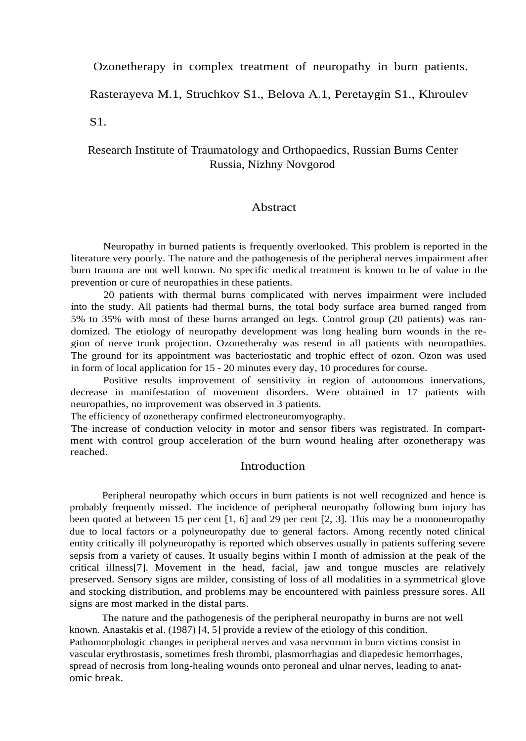# Ozonetherapy in complex treatment of neuropathy in burn patients.

Rasterayeva M.1, Struchkov S1., Belova A.1, Peretaygin S1., Khroulev S1.

Research Institute of Traumatology and Orthopaedics, Russian Burns Center
Russia, Nizhny Novgorod

## Abstract

Neuropathy in burned patients is frequently overlooked. This problem is reported in the literature very poorly. The nature and the pathogenesis of the peripheral nerves impairment after burn trauma are not well known. No specific medical treatment is known to be of value in the prevention or cure of neuropathies in these patients.

20 patients with thermal burns complicated with nerves impairment were included into the study. All patients had thermal burns, the total body surface area burned ranged from 5% to 35% with most of these burns arranged on legs. Control group (20 patients) was randomized. The etiology of neuropathy development was long healing burn wounds in the region of nerve trunk projection. Ozonetherahy was resend in all patients with neuropathies. The ground for its appointment was bacteriostatic and trophic effect of ozon. Ozon was used in form of local application for 15 - 20 minutes every day, 10 procedures for course.

Positive results improvement of sensitivity in region of autonomous innervations, decrease in manifestation of movement disorders. Were obtained in 17 patients with neuropathies, no improvement was observed in 3 patients.

The efficiency of ozonetherapy confirmed electroneuromyography.

The increase of conduction velocity in motor and sensor fibers was registrated. In compartment with control group acceleration of the burn wound healing after ozonetherapy was reached.

## Introduction

Peripheral neuropathy which occurs in burn patients is not well recognized and hence is probably frequently missed. The incidence of peripheral neuropathy following bum injury has been quoted at between 15 per cent [1, 6] and 29 per cent [2, 3]. This may be a mononeuropathy due to local factors or a polyneuropathy due to general factors. Among recently noted clinical entity critically ill polyneuropathy is reported which observes usually in patients suffering severe sepsis from a variety of causes. It usually begins within I month of admission at the peak of the critical illness[7]. Movement in the head, facial, jaw and tongue muscles are relatively preserved. Sensory signs are milder, consisting of loss of all modalities in a symmetrical glove and stocking distribution, and problems may be encountered with painless pressure sores. All signs are most marked in the distal parts.

The nature and the pathogenesis of the peripheral neuropathy in burns are not well known. Anastakis et al. (1987) [4, 5] provide a review of the etiology of this condition. Pathomorphologic changes in peripheral nerves and vasa nervorum in burn victims consist in vascular erythrostasis, sometimes fresh thrombi, plasmorrhagias and diapedesic hemorrhages, spread of necrosis from long-healing wounds onto peroneal and ulnar nerves, leading to anatomic break.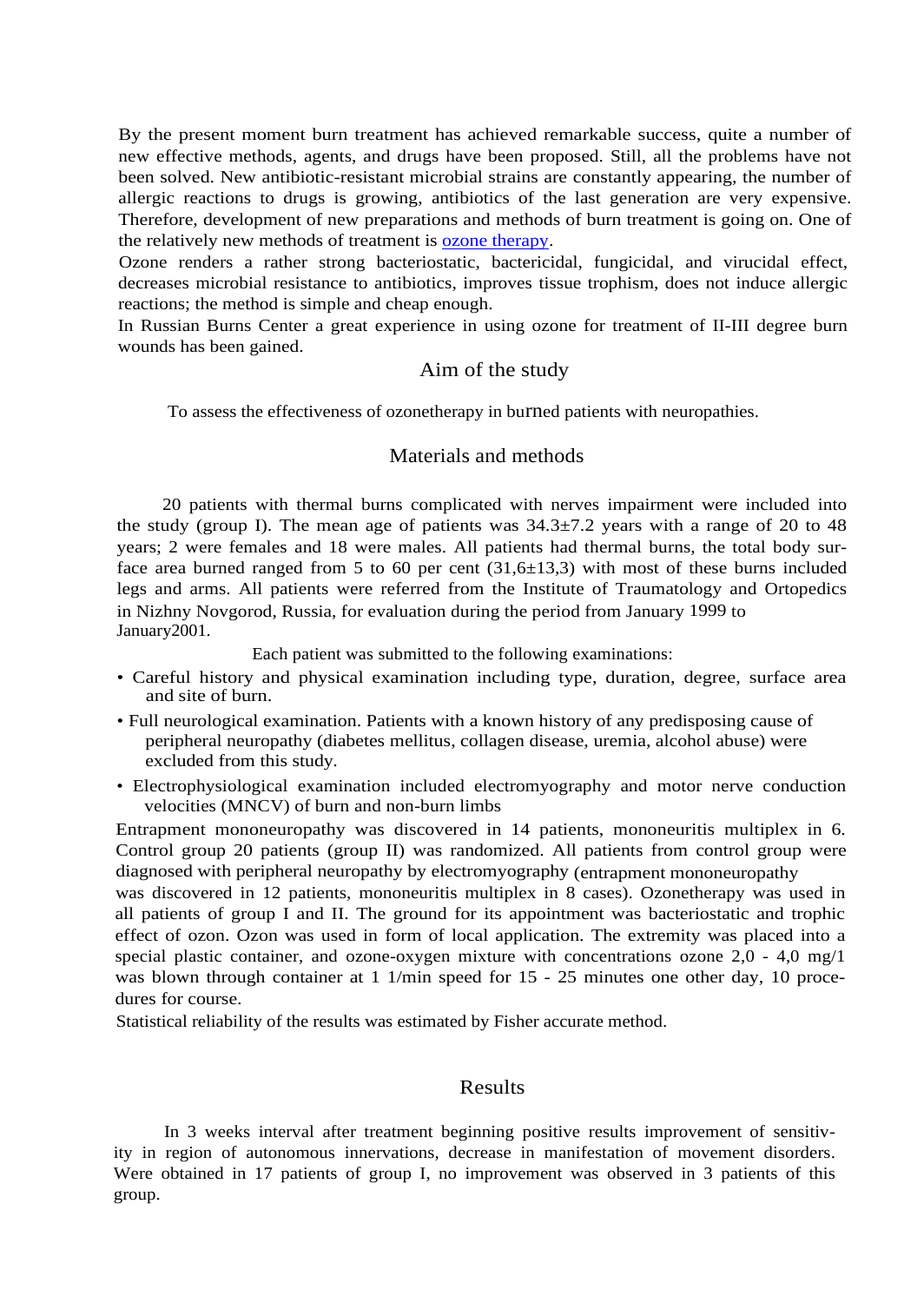By the present moment burn treatment has achieved remarkable success, quite a number of new effective methods, agents, and drugs have been proposed. Still, all the problems have not been solved. New antibiotic-resistant microbial strains are constantly appearing, the number of allergic reactions to drugs is growing, antibiotics of the last generation are very expensive. Therefore, development of new preparations and methods of burn treatment is going on. One of the relatively new methods of treatment is ozone therapy.

Ozone renders a rather strong bacteriostatic, bactericidal, fungicidal, and virucidal effect, decreases microbial resistance to antibiotics, improves tissue trophism, does not induce allergic reactions; the method is simple and cheap enough.

In Russian Burns Center a great experience in using ozone for treatment of II-III degree burn wounds has been gained.

## Aim of the study

To assess the effectiveness of ozonetherapy in burned patients with neuropathies.

## Materials and methods

20 patients with thermal burns complicated with nerves impairment were included into the study (group I). The mean age of patients was 34.3±7.2 years with a range of 20 to 48 years; 2 were females and 18 were males. All patients had thermal burns, the total body surface area burned ranged from 5 to 60 per cent (31,6±13,3) with most of these burns included legs and arms. All patients were referred from the Institute of Traumatology and Ortopedics in Nizhny Novgorod, Russia, for evaluation during the period from January 1999 to January2001.

Each patient was submitted to the following examinations:

- Careful history and physical examination including type, duration, degree, surface area and site of burn.
- Full neurological examination. Patients with a known history of any predisposing cause of peripheral neuropathy (diabetes mellitus, collagen disease, uremia, alcohol abuse) were excluded from this study.
- Electrophysiological examination included electromyography and motor nerve conduction velocities (MNCV) of burn and non-burn limbs

Entrapment mononeuropathy was discovered in 14 patients, mononeuritis multiplex in 6. Control group 20 patients (group II) was randomized. All patients from control group were diagnosed with peripheral neuropathy by electromyography (entrapment mononeuropathy was discovered in 12 patients, mononeuritis multiplex in 8 cases). Ozonetherapy was used in all patients of group I and II. The ground for its appointment was bacteriostatic and trophic effect of ozon. Ozon was used in form of local application. The extremity was placed into a special plastic container, and ozone-oxygen mixture with concentrations ozone 2,0 - 4,0 mg/1 was blown through container at 1 1/min speed for 15 - 25 minutes one other day, 10 procedures for course.

Statistical reliability of the results was estimated by Fisher accurate method.

## Results

In 3 weeks interval after treatment beginning positive results improvement of sensitivity in region of autonomous innervations, decrease in manifestation of movement disorders. Were obtained in 17 patients of group I, no improvement was observed in 3 patients of this group.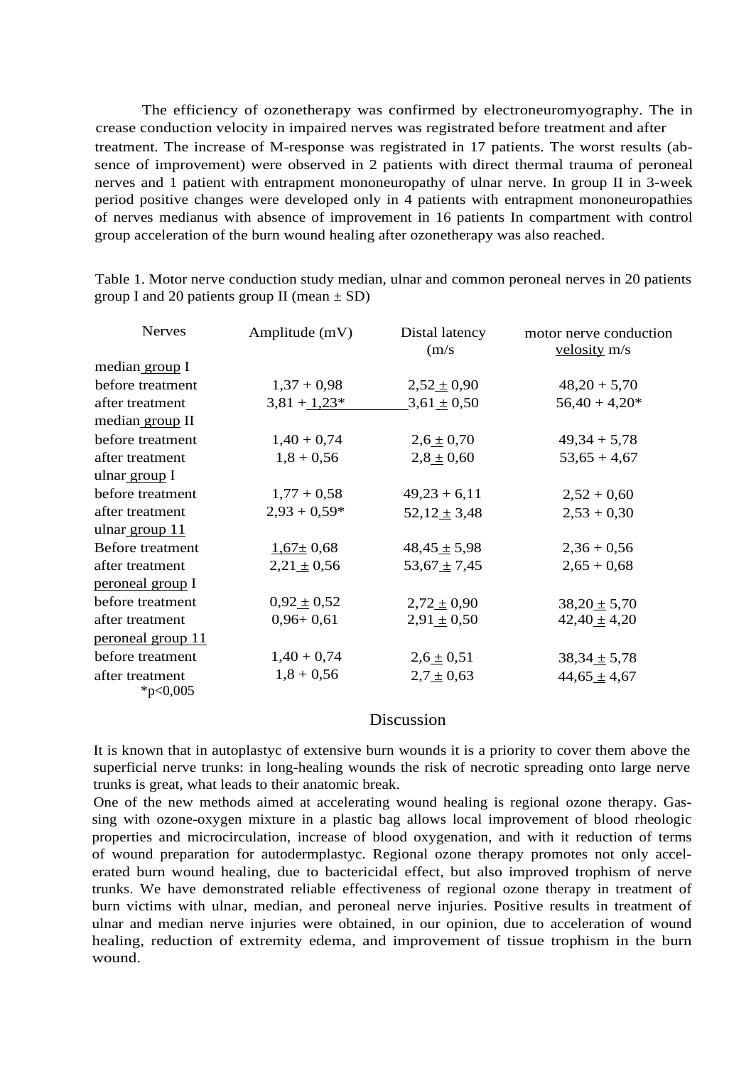The efficiency of ozonetherapy was confirmed by electroneuromyography. The in crease conduction velocity in impaired nerves was registrated before treatment and after treatment. The increase of M-response was registrated in 17 patients. The worst results (absence of improvement) were observed in 2 patients with direct thermal trauma of peroneal nerves and 1 patient with entrapment mononeuropathy of ulnar nerve. In group II in 3-week period positive changes were developed only in 4 patients with entrapment mononeuropathies of nerves medianus with absence of improvement in 16 patients In compartment with control group acceleration of the burn wound healing after ozonetherapy was also reached.

Table 1. Motor nerve conduction study median, ulnar and common peroneal nerves in 20 patients group I and 20 patients group II (mean ± SD)

| Nerves | Amplitude (mV) | Distal latency (m/s | motor nerve conduction velosity m/s |
|---|---|---|---|
| median group I | | | |
| before treatment | 1,37 + 0,98 | 2,52 ± 0,90 | 48,20 + 5,70 |
| after treatment | 3,81 + 1,23* | 3,61 ± 0,50 | 56,40 + 4,20* |
| median group II | | | |
| before treatment | 1,40 + 0,74 | 2,6 ± 0,70 | 49,34 + 5,78 |
| after treatment | 1,8 + 0,56 | 2,8 ± 0,60 | 53,65 + 4,67 |
| ulnar group I | | | |
| before treatment | 1,77 + 0,58 | 49,23 + 6,11 | 2,52 + 0,60 |
| after treatment | 2,93 + 0,59* | 52,12 ± 3,48 | 2,53 + 0,30 |
| ulnar group 11 | | | |
| Before treatment | 1,67± 0,68 | 48,45 ± 5,98 | 2,36 + 0,56 |
| after treatment | 2,21 ± 0,56 | 53,67 ± 7,45 | 2,65 + 0,68 |
| peroneal group I | | | |
| before treatment | 0,92 ± 0,52 | 2,72 ± 0,90 | 38,20 ± 5,70 |
| after treatment | 0,96+ 0,61 | 2,91 ± 0,50 | 42,40 ± 4,20 |
| peroneal group 11 | | | |
| before treatment | 1,40 + 0,74 | 2,6 ± 0,51 | 38,34 ± 5,78 |
| after treatment | 1,8 + 0,56 | 2,7 ± 0,63 | 44,65 ± 4,67 |

*p<0,005

## Discussion

It is known that in autoplastyc of extensive burn wounds it is a priority to cover them above the superficial nerve trunks: in long-healing wounds the risk of necrotic spreading onto large nerve trunks is great, what leads to their anatomic break.

One of the new methods aimed at accelerating wound healing is regional ozone therapy. Gassing with ozone-oxygen mixture in a plastic bag allows local improvement of blood rheologic properties and microcirculation, increase of blood oxygenation, and with it reduction of terms of wound preparation for autodermplastyc. Regional ozone therapy promotes not only accelerated burn wound healing, due to bactericidal effect, but also improved trophism of nerve trunks. We have demonstrated reliable effectiveness of regional ozone therapy in treatment of burn victims with ulnar, median, and peroneal nerve injuries. Positive results in treatment of ulnar and median nerve injuries were obtained, in our opinion, due to acceleration of wound healing, reduction of extremity edema, and improvement of tissue trophism in the burn wound.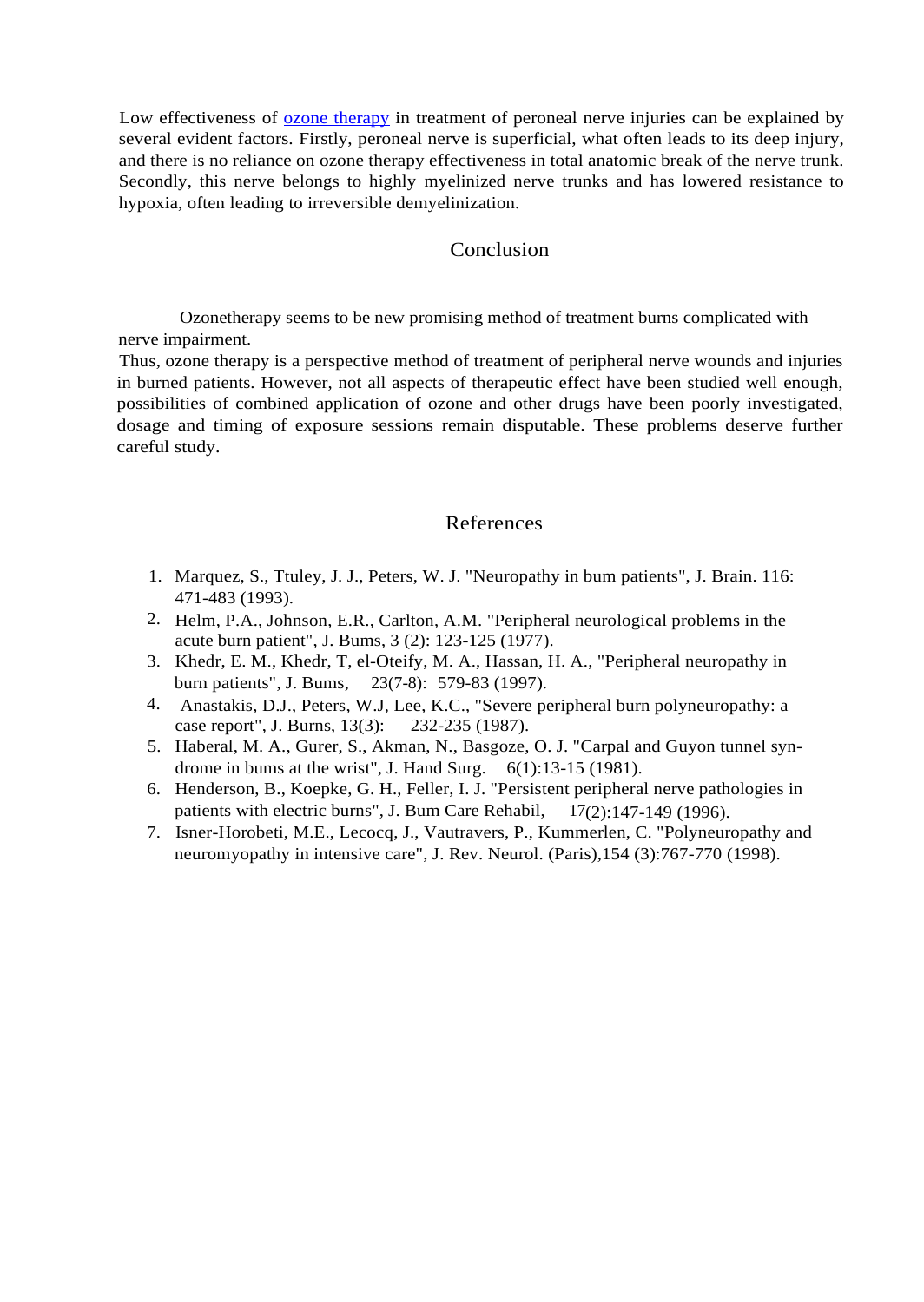Low effectiveness of ozone therapy in treatment of peroneal nerve injuries can be explained by several evident factors. Firstly, peroneal nerve is superficial, what often leads to its deep injury, and there is no reliance on ozone therapy effectiveness in total anatomic break of the nerve trunk. Secondly, this nerve belongs to highly myelinized nerve trunks and has lowered resistance to hypoxia, often leading to irreversible demyelinization.

## Conclusion

Ozonetherapy seems to be new promising method of treatment burns complicated with nerve impairment.

Thus, ozone therapy is a perspective method of treatment of peripheral nerve wounds and injuries in burned patients. However, not all aspects of therapeutic effect have been studied well enough, possibilities of combined application of ozone and other drugs have been poorly investigated, dosage and timing of exposure sessions remain disputable. These problems deserve further careful study.

## References

1. Marquez, S., Ttuley, J. J., Peters, W. J. "Neuropathy in bum patients", J. Brain. 116: 471-483 (1993).
2. Helm, P.A., Johnson, E.R., Carlton, A.M. "Peripheral neurological problems in the acute burn patient", J. Bums, 3 (2): 123-125 (1977).
3. Khedr, E. M., Khedr, T, el-Oteify, M. A., Hassan, H. A., "Peripheral neuropathy in burn patients", J. Bums, 23(7-8): 579-83 (1997).
4. Anastakis, D.J., Peters, W.J, Lee, K.C., "Severe peripheral burn polyneuropathy: a case report", J. Burns, 13(3): 232-235 (1987).
5. Haberal, M. A., Gurer, S., Akman, N., Basgoze, O. J. "Carpal and Guyon tunnel syndrome in bums at the wrist", J. Hand Surg. 6(1):13-15 (1981).
6. Henderson, B., Koepke, G. H., Feller, I. J. "Persistent peripheral nerve pathologies in patients with electric burns", J. Bum Care Rehabil, 17(2):147-149 (1996).
7. Isner-Horobeti, M.E., Lecocq, J., Vautravers, P., Kummerlen, C. "Polyneuropathy and neuromyopathy in intensive care", J. Rev. Neurol. (Paris),154 (3):767-770 (1998).